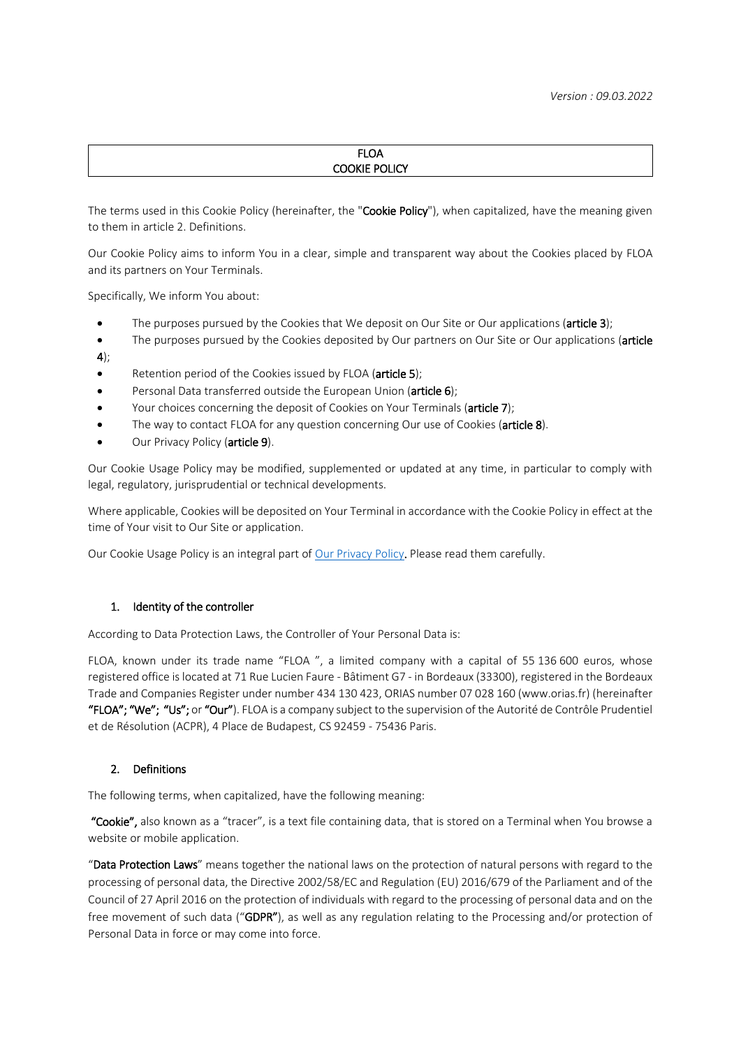*Version : 09.03.2022*

# FLOA
# COOKIE POLICY

The terms used in this Cookie Policy (hereinafter, the "**Cookie Policy**"), when capitalized, have the meaning given to them in article 2. Definitions.

Our Cookie Policy aims to inform You in a clear, simple and transparent way about the Cookies placed by FLOA and its partners on Your Terminals.

Specifically, We inform You about:

- The purposes pursued by the Cookies that We deposit on Our Site or Our applications (**article 3**);
- The purposes pursued by the Cookies deposited by Our partners on Our Site or Our applications (**article 4**);
- Retention period of the Cookies issued by FLOA (**article 5**);
- Personal Data transferred outside the European Union (**article 6**);
- Your choices concerning the deposit of Cookies on Your Terminals (**article 7**);
- The way to contact FLOA for any question concerning Our use of Cookies (**article 8**).
- Our Privacy Policy (**article 9**).

Our Cookie Usage Policy may be modified, supplemented or updated at any time, in particular to comply with legal, regulatory, jurisprudential or technical developments.

Where applicable, Cookies will be deposited on Your Terminal in accordance with the Cookie Policy in effect at the time of Your visit to Our Site or application.

Our Cookie Usage Policy is an integral part of Our Privacy Policy. Please read them carefully.

## 1. Identity of the controller

According to Data Protection Laws, the Controller of Your Personal Data is:

FLOA, known under its trade name "FLOA ", a limited company with a capital of 55 136 600 euros, whose registered office is located at 71 Rue Lucien Faure - Bâtiment G7 - in Bordeaux (33300), registered in the Bordeaux Trade and Companies Register under number 434 130 423, ORIAS number 07 028 160 (www.orias.fr) (hereinafter **"FLOA"; "We"; "Us";** or **"Our"**). FLOA is a company subject to the supervision of the Autorité de Contrôle Prudentiel et de Résolution (ACPR), 4 Place de Budapest, CS 92459 - 75436 Paris.

## 2. Definitions

The following terms, when capitalized, have the following meaning:

**"Cookie",** also known as a "tracer", is a text file containing data, that is stored on a Terminal when You browse a website or mobile application.

"**Data Protection Laws**" means together the national laws on the protection of natural persons with regard to the processing of personal data, the Directive 2002/58/EC and Regulation (EU) 2016/679 of the Parliament and of the Council of 27 April 2016 on the protection of individuals with regard to the processing of personal data and on the free movement of such data ("**GDPR**"), as well as any regulation relating to the Processing and/or protection of Personal Data in force or may come into force.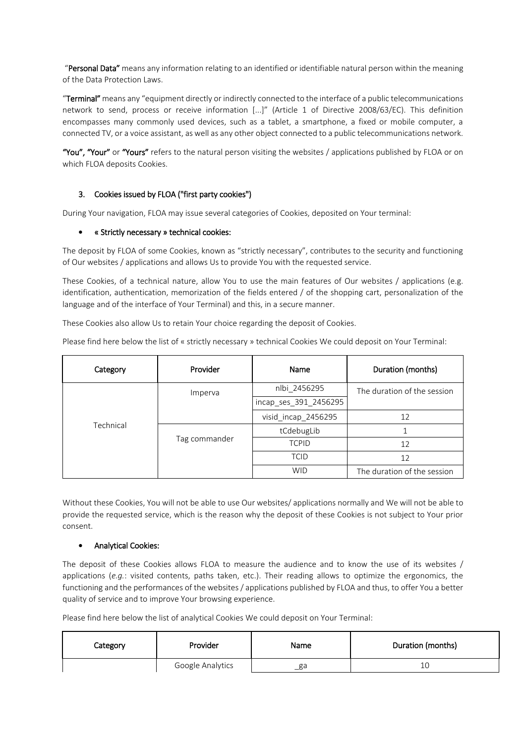"**Personal Data**" means any information relating to an identified or identifiable natural person within the meaning of the Data Protection Laws.

"**Terminal**" means any "equipment directly or indirectly connected to the interface of a public telecommunications network to send, process or receive information [...]" (Article 1 of Directive 2008/63/EC). This definition encompasses many commonly used devices, such as a tablet, a smartphone, a fixed or mobile computer, a connected TV, or a voice assistant, as well as any other object connected to a public telecommunications network.

**"You", "Your"** or **"Yours"** refers to the natural person visiting the websites / applications published by FLOA or on which FLOA deposits Cookies.

## 3. Cookies issued by FLOA ("first party cookies")

During Your navigation, FLOA may issue several categories of Cookies, deposited on Your terminal:

- **« Strictly necessary » technical cookies:**

The deposit by FLOA of some Cookies, known as "strictly necessary", contributes to the security and functioning of Our websites / applications and allows Us to provide You with the requested service.

These Cookies, of a technical nature, allow You to use the main features of Our websites / applications (e.g. identification, authentication, memorization of the fields entered / of the shopping cart, personalization of the language and of the interface of Your Terminal) and this, in a secure manner.

These Cookies also allow Us to retain Your choice regarding the deposit of Cookies.

Please find here below the list of « strictly necessary » technical Cookies We could deposit on Your Terminal:

| Category | Provider | Name | Duration (months) |
|---|---|---|---|
| Technical | Imperva | nlbi_2456295 | The duration of the session |
| | | incap_ses_391_2456295 | |
| | | visid_incap_2456295 | 12 |
| | Tag commander | tCdebugLib | 1 |
| | | TCPID | 12 |
| | | TCID | 12 |
| | | WID | The duration of the session |

Without these Cookies, You will not be able to use Our websites/ applications normally and We will not be able to provide the requested service, which is the reason why the deposit of these Cookies is not subject to Your prior consent.

- **Analytical Cookies:**

The deposit of these Cookies allows FLOA to measure the audience and to know the use of its websites / applications (*e.g.*: visited contents, paths taken, etc.). Their reading allows to optimize the ergonomics, the functioning and the performances of the websites / applications published by FLOA and thus, to offer You a better quality of service and to improve Your browsing experience.

Please find here below the list of analytical Cookies We could deposit on Your Terminal:

| Category | Provider | Name | Duration (months) |
|---|---|---|---|
| | Google Analytics | _ga | 10 |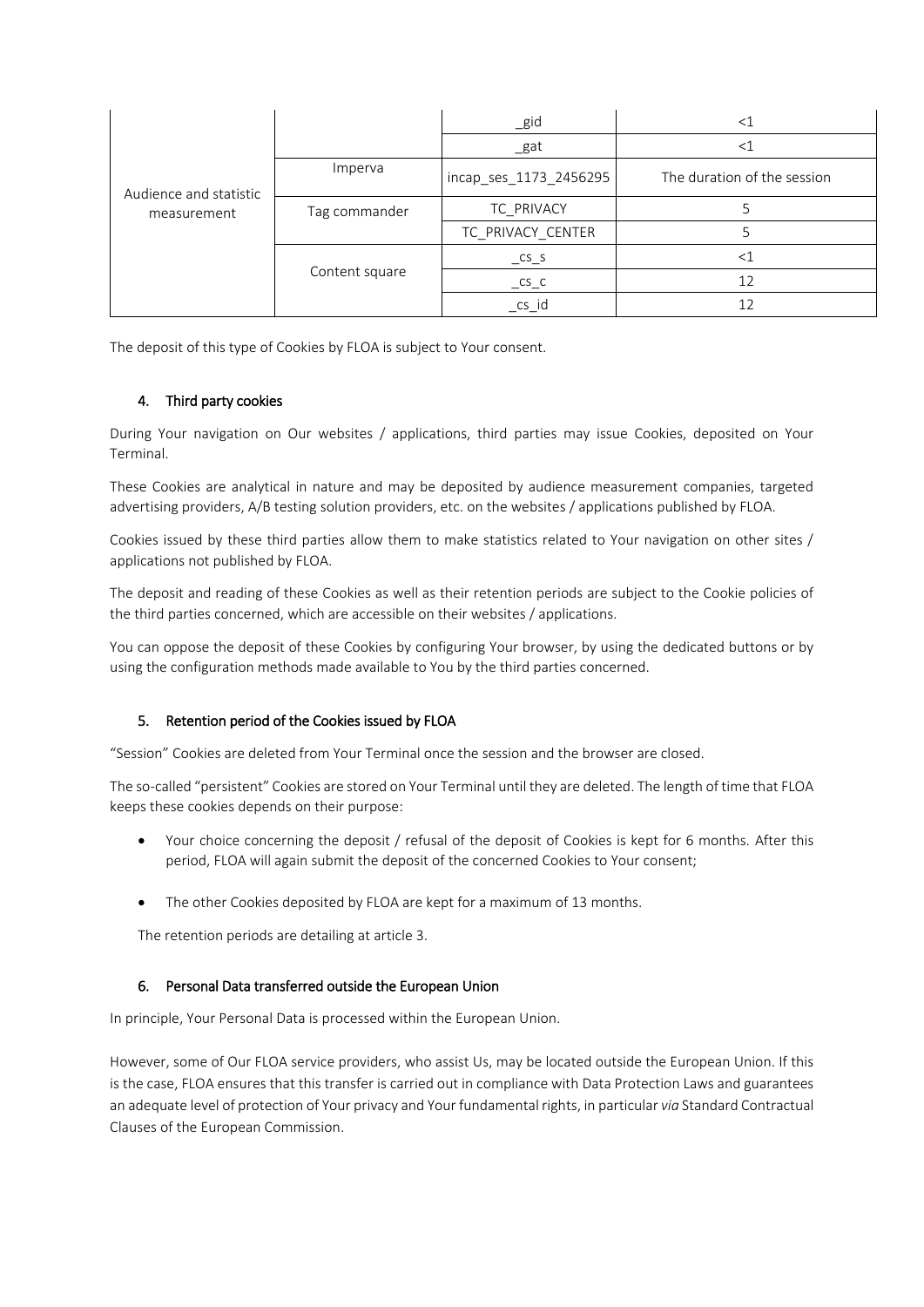| | | | |
|---|---|---|---|
| Audience and statistic measurement | | _gid | <1 |
| | | _gat | <1 |
| | Imperva | incap_ses_1173_2456295 | The duration of the session |
| | Tag commander | TC_PRIVACY | 5 |
| | | TC_PRIVACY_CENTER | 5 |
| | Content square | _cs_s | <1 |
| | | _cs_c | 12 |
| | | _cs_id | 12 |

The deposit of this type of Cookies by FLOA is subject to Your consent.

## 4. Third party cookies

During Your navigation on Our websites / applications, third parties may issue Cookies, deposited on Your Terminal.

These Cookies are analytical in nature and may be deposited by audience measurement companies, targeted advertising providers, A/B testing solution providers, etc. on the websites / applications published by FLOA.

Cookies issued by these third parties allow them to make statistics related to Your navigation on other sites / applications not published by FLOA.

The deposit and reading of these Cookies as well as their retention periods are subject to the Cookie policies of the third parties concerned, which are accessible on their websites / applications.

You can oppose the deposit of these Cookies by configuring Your browser, by using the dedicated buttons or by using the configuration methods made available to You by the third parties concerned.

## 5. Retention period of the Cookies issued by FLOA

“Session” Cookies are deleted from Your Terminal once the session and the browser are closed.

The so-called “persistent” Cookies are stored on Your Terminal until they are deleted. The length of time that FLOA keeps these cookies depends on their purpose:

- Your choice concerning the deposit / refusal of the deposit of Cookies is kept for 6 months. After this period, FLOA will again submit the deposit of the concerned Cookies to Your consent;
- The other Cookies deposited by FLOA are kept for a maximum of 13 months.

The retention periods are detailing at article 3.

## 6. Personal Data transferred outside the European Union

In principle, Your Personal Data is processed within the European Union.

However, some of Our FLOA service providers, who assist Us, may be located outside the European Union. If this is the case, FLOA ensures that this transfer is carried out in compliance with Data Protection Laws and guarantees an adequate level of protection of Your privacy and Your fundamental rights, in particular *via* Standard Contractual Clauses of the European Commission.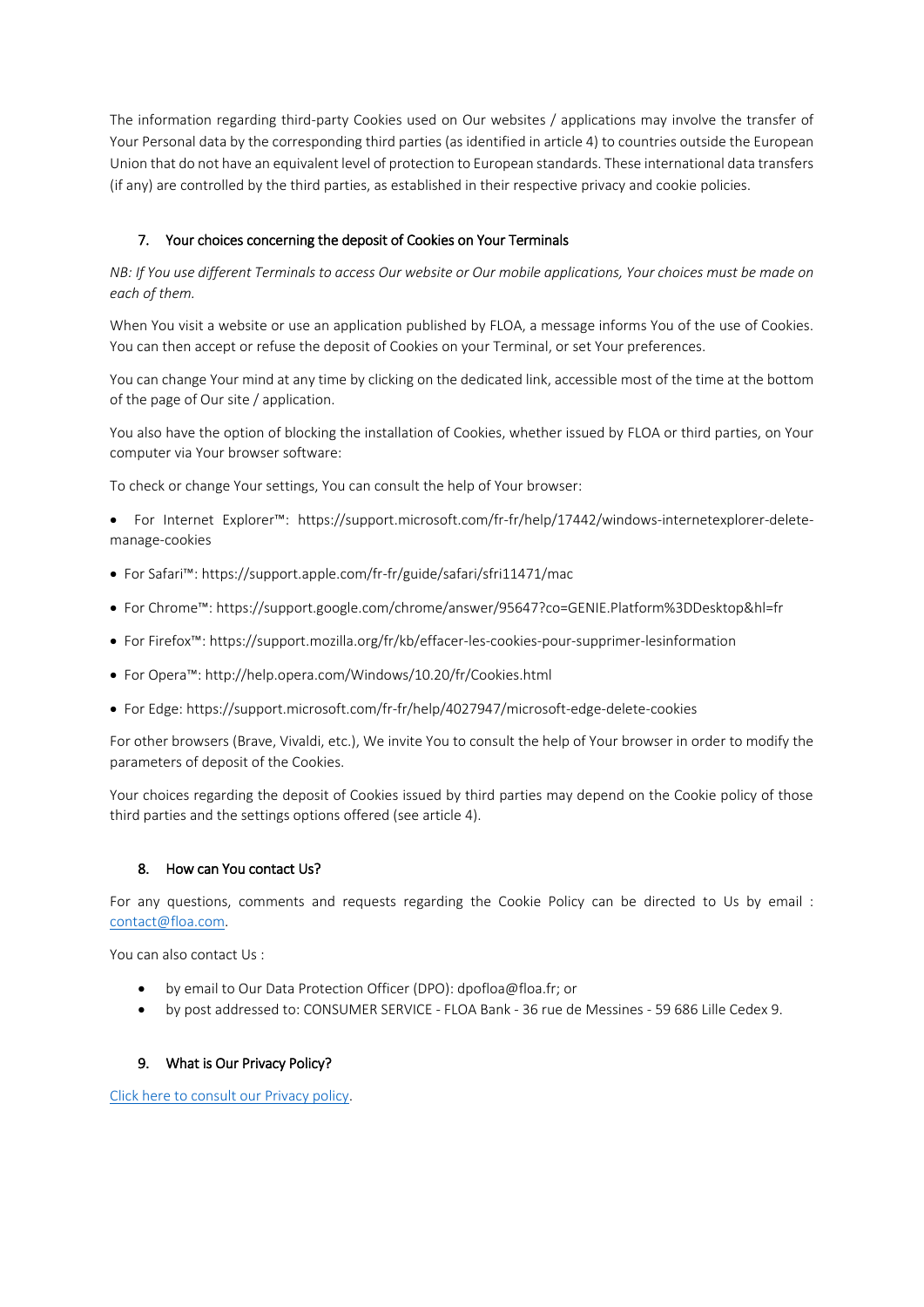The information regarding third-party Cookies used on Our websites / applications may involve the transfer of Your Personal data by the corresponding third parties (as identified in article 4) to countries outside the European Union that do not have an equivalent level of protection to European standards. These international data transfers (if any) are controlled by the third parties, as established in their respective privacy and cookie policies.

## 7. Your choices concerning the deposit of Cookies on Your Terminals

*NB: If You use different Terminals to access Our website or Our mobile applications, Your choices must be made on each of them.*

When You visit a website or use an application published by FLOA, a message informs You of the use of Cookies. You can then accept or refuse the deposit of Cookies on your Terminal, or set Your preferences.

You can change Your mind at any time by clicking on the dedicated link, accessible most of the time at the bottom of the page of Our site / application.

You also have the option of blocking the installation of Cookies, whether issued by FLOA or third parties, on Your computer via Your browser software:

To check or change Your settings, You can consult the help of Your browser:

- For Internet Explorer™: https://support.microsoft.com/fr-fr/help/17442/windows-internetexplorer-delete-manage-cookies
- For Safari™: https://support.apple.com/fr-fr/guide/safari/sfri11471/mac
- For Chrome™: https://support.google.com/chrome/answer/95647?co=GENIE.Platform%3DDesktop&hl=fr
- For Firefox™: https://support.mozilla.org/fr/kb/effacer-les-cookies-pour-supprimer-lesinformation
- For Opera™: http://help.opera.com/Windows/10.20/fr/Cookies.html
- For Edge: https://support.microsoft.com/fr-fr/help/4027947/microsoft-edge-delete-cookies

For other browsers (Brave, Vivaldi, etc.), We invite You to consult the help of Your browser in order to modify the parameters of deposit of the Cookies.

Your choices regarding the deposit of Cookies issued by third parties may depend on the Cookie policy of those third parties and the settings options offered (see article 4).

## 8. How can You contact Us?

For any questions, comments and requests regarding the Cookie Policy can be directed to Us by email : contact@floa.com.

You can also contact Us :

- by email to Our Data Protection Officer (DPO): dpofloa@floa.fr; or
- by post addressed to: CONSUMER SERVICE - FLOA Bank - 36 rue de Messines - 59 686 Lille Cedex 9.

## 9. What is Our Privacy Policy?

Click here to consult our Privacy policy.